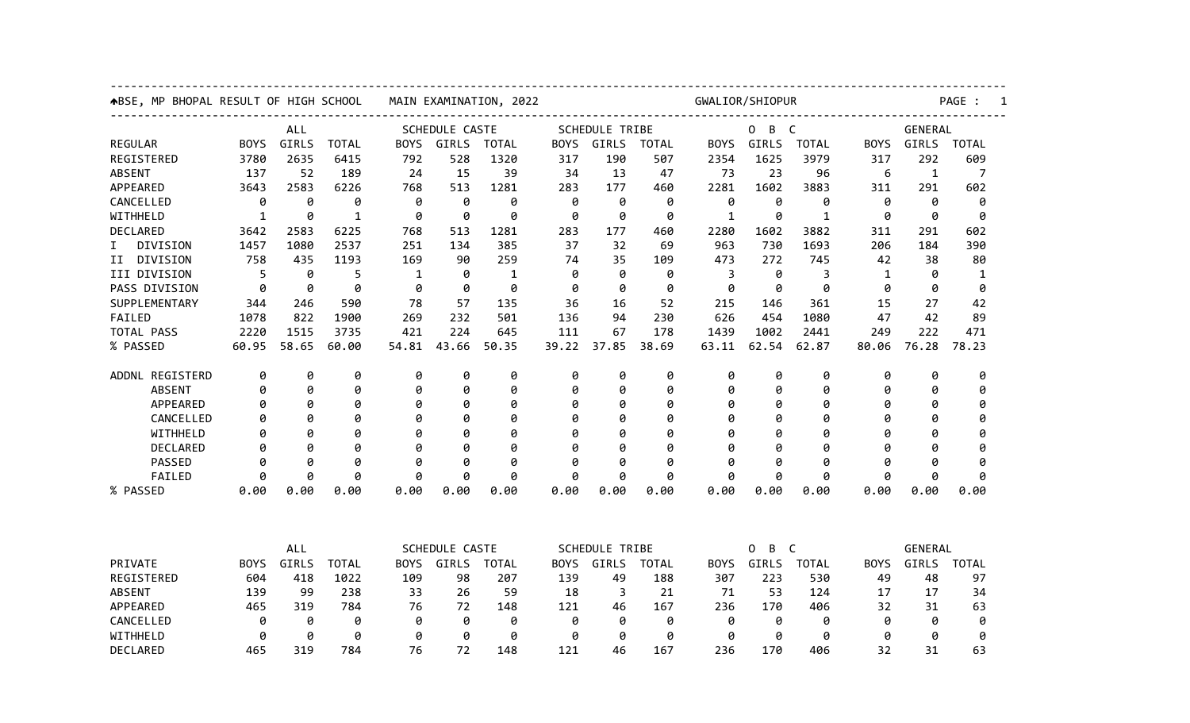BSE, MP BHOPAL RESULT OF HIGH SCHOOL MAIN EXAMINATION, 2022 GWALIOR/SHIOPUR

| REGULAR | ALL | | | SCHEDULE CASTE | | | SCHEDULE TRIBE | | | O B C | | | GENERAL | | |
|---|---|---|---|---|---|---|---|---|---|---|---|---|---|---|---|
| | BOYS | GIRLS | TOTAL | BOYS | GIRLS | TOTAL | BOYS | GIRLS | TOTAL | BOYS | GIRLS | TOTAL | BOYS | GIRLS | TOTAL |
| REGISTERED | 3780 | 2635 | 6415 | 792 | 528 | 1320 | 317 | 190 | 507 | 2354 | 1625 | 3979 | 317 | 292 | 609 |
| ABSENT | 137 | 52 | 189 | 24 | 15 | 39 | 34 | 13 | 47 | 73 | 23 | 96 | 6 | 1 | 7 |
| APPEARED | 3643 | 2583 | 6226 | 768 | 513 | 1281 | 283 | 177 | 460 | 2281 | 1602 | 3883 | 311 | 291 | 602 |
| CANCELLED | 0 | 0 | 0 | 0 | 0 | 0 | 0 | 0 | 0 | 0 | 0 | 0 | 0 | 0 | 0 |
| WITHHELD | 1 | 0 | 1 | 0 | 0 | 0 | 0 | 0 | 0 | 1 | 0 | 1 | 0 | 0 | 0 |
| DECLARED | 3642 | 2583 | 6225 | 768 | 513 | 1281 | 283 | 177 | 460 | 2280 | 1602 | 3882 | 311 | 291 | 602 |
| I DIVISION | 1457 | 1080 | 2537 | 251 | 134 | 385 | 37 | 32 | 69 | 963 | 730 | 1693 | 206 | 184 | 390 |
| II DIVISION | 758 | 435 | 1193 | 169 | 90 | 259 | 74 | 35 | 109 | 473 | 272 | 745 | 42 | 38 | 80 |
| III DIVISION | 5 | 0 | 5 | 1 | 0 | 1 | 0 | 0 | 0 | 3 | 0 | 3 | 1 | 0 | 1 |
| PASS DIVISION | 0 | 0 | 0 | 0 | 0 | 0 | 0 | 0 | 0 | 0 | 0 | 0 | 0 | 0 | 0 |
| SUPPLEMENTARY | 344 | 246 | 590 | 78 | 57 | 135 | 36 | 16 | 52 | 215 | 146 | 361 | 15 | 27 | 42 |
| FAILED | 1078 | 822 | 1900 | 269 | 232 | 501 | 136 | 94 | 230 | 626 | 454 | 1080 | 47 | 42 | 89 |
| TOTAL PASS | 2220 | 1515 | 3735 | 421 | 224 | 645 | 111 | 67 | 178 | 1439 | 1002 | 2441 | 249 | 222 | 471 |
| % PASSED | 60.95 | 58.65 | 60.00 | 54.81 | 43.66 | 50.35 | 39.22 | 37.85 | 38.69 | 63.11 | 62.54 | 62.87 | 80.06 | 76.28 | 78.23 |
| ADDNL REGISTERD | 0 | 0 | 0 | 0 | 0 | 0 | 0 | 0 | 0 | 0 | 0 | 0 | 0 | 0 | 0 |
| ABSENT | 0 | 0 | 0 | 0 | 0 | 0 | 0 | 0 | 0 | 0 | 0 | 0 | 0 | 0 | 0 |
| APPEARED | 0 | 0 | 0 | 0 | 0 | 0 | 0 | 0 | 0 | 0 | 0 | 0 | 0 | 0 | 0 |
| CANCELLED | 0 | 0 | 0 | 0 | 0 | 0 | 0 | 0 | 0 | 0 | 0 | 0 | 0 | 0 | 0 |
| WITHHELD | 0 | 0 | 0 | 0 | 0 | 0 | 0 | 0 | 0 | 0 | 0 | 0 | 0 | 0 | 0 |
| DECLARED | 0 | 0 | 0 | 0 | 0 | 0 | 0 | 0 | 0 | 0 | 0 | 0 | 0 | 0 | 0 |
| PASSED | 0 | 0 | 0 | 0 | 0 | 0 | 0 | 0 | 0 | 0 | 0 | 0 | 0 | 0 | 0 |
| FAILED | 0 | 0 | 0 | 0 | 0 | 0 | 0 | 0 | 0 | 0 | 0 | 0 | 0 | 0 | 0 |
| % PASSED | 0.00 | 0.00 | 0.00 | 0.00 | 0.00 | 0.00 | 0.00 | 0.00 | 0.00 | 0.00 | 0.00 | 0.00 | 0.00 | 0.00 | 0.00 |

| PRIVATE | ALL | | | SCHEDULE CASTE | | | SCHEDULE TRIBE | | | O B C | | | GENERAL | | |
|---|---|---|---|---|---|---|---|---|---|---|---|---|---|---|---|
| | BOYS | GIRLS | TOTAL | BOYS | GIRLS | TOTAL | BOYS | GIRLS | TOTAL | BOYS | GIRLS | TOTAL | BOYS | GIRLS | TOTAL |
| REGISTERED | 604 | 418 | 1022 | 109 | 98 | 207 | 139 | 49 | 188 | 307 | 223 | 530 | 49 | 48 | 97 |
| ABSENT | 139 | 99 | 238 | 33 | 26 | 59 | 18 | 3 | 21 | 71 | 53 | 124 | 17 | 17 | 34 |
| APPEARED | 465 | 319 | 784 | 76 | 72 | 148 | 121 | 46 | 167 | 236 | 170 | 406 | 32 | 31 | 63 |
| CANCELLED | 0 | 0 | 0 | 0 | 0 | 0 | 0 | 0 | 0 | 0 | 0 | 0 | 0 | 0 | 0 |
| WITHHELD | 0 | 0 | 0 | 0 | 0 | 0 | 0 | 0 | 0 | 0 | 0 | 0 | 0 | 0 | 0 |
| DECLARED | 465 | 319 | 784 | 76 | 72 | 148 | 121 | 46 | 167 | 236 | 170 | 406 | 32 | 31 | 63 |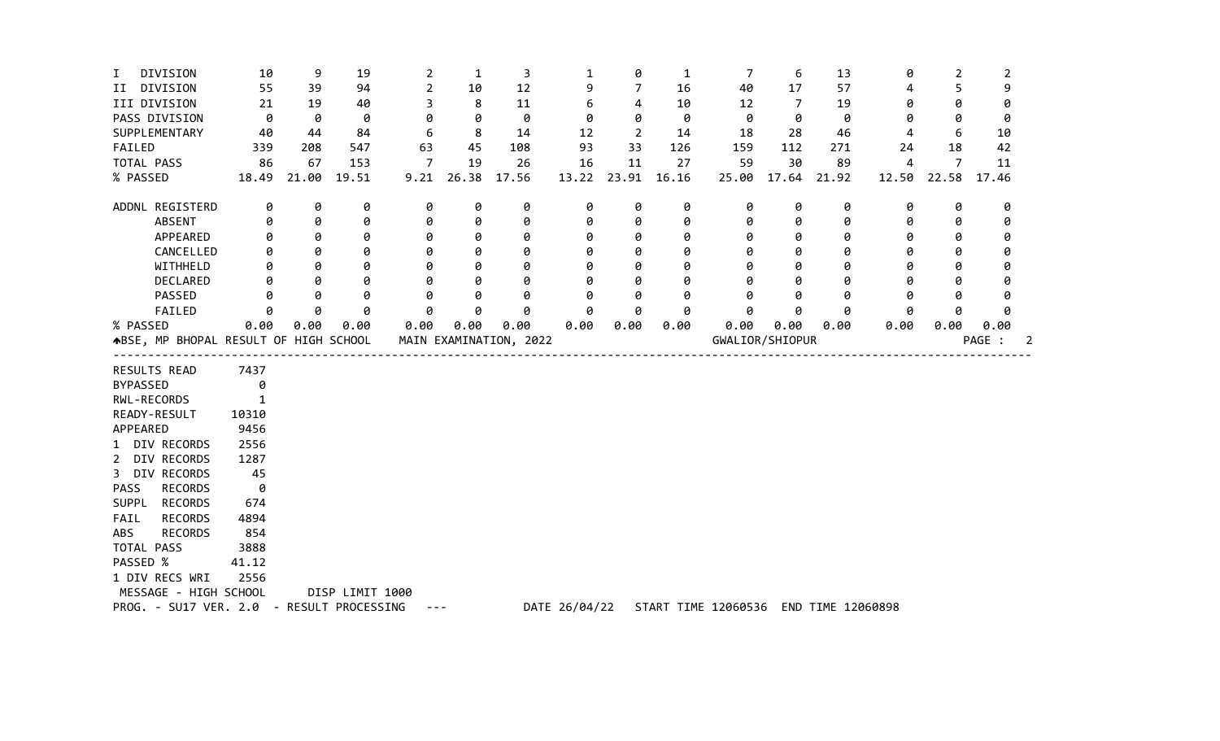| | | | | | | | | | | | | | | | |
|---|---|---|---|---|---|---|---|---|---|---|---|---|---|---|---|
| I DIVISION | 10 | 9 | 19 | 2 | 1 | 3 | 1 | 0 | 1 | 7 | 6 | 13 | 0 | 2 | 2 |
| II DIVISION | 55 | 39 | 94 | 2 | 10 | 12 | 9 | 7 | 16 | 40 | 17 | 57 | 4 | 5 | 9 |
| III DIVISION | 21 | 19 | 40 | 3 | 8 | 11 | 6 | 4 | 10 | 12 | 7 | 19 | 0 | 0 | 0 |
| PASS DIVISION | 0 | 0 | 0 | 0 | 0 | 0 | 0 | 0 | 0 | 0 | 0 | 0 | 0 | 0 | 0 |
| SUPPLEMENTARY | 40 | 44 | 84 | 6 | 8 | 14 | 12 | 2 | 14 | 18 | 28 | 46 | 4 | 6 | 10 |
| FAILED | 339 | 208 | 547 | 63 | 45 | 108 | 93 | 33 | 126 | 159 | 112 | 271 | 24 | 18 | 42 |
| TOTAL PASS | 86 | 67 | 153 | 7 | 19 | 26 | 16 | 11 | 27 | 59 | 30 | 89 | 4 | 7 | 11 |
| % PASSED | 18.49 | 21.00 | 19.51 | 9.21 | 26.38 | 17.56 | 13.22 | 23.91 | 16.16 | 25.00 | 17.64 | 21.92 | 12.50 | 22.58 | 17.46 |
| ADDNL REGISTERD | 0 | 0 | 0 | 0 | 0 | 0 | 0 | 0 | 0 | 0 | 0 | 0 | 0 | 0 | 0 |
| ABSENT | 0 | 0 | 0 | 0 | 0 | 0 | 0 | 0 | 0 | 0 | 0 | 0 | 0 | 0 | 0 |
| APPEARED | 0 | 0 | 0 | 0 | 0 | 0 | 0 | 0 | 0 | 0 | 0 | 0 | 0 | 0 | 0 |
| CANCELLED | 0 | 0 | 0 | 0 | 0 | 0 | 0 | 0 | 0 | 0 | 0 | 0 | 0 | 0 | 0 |
| WITHHELD | 0 | 0 | 0 | 0 | 0 | 0 | 0 | 0 | 0 | 0 | 0 | 0 | 0 | 0 | 0 |
| DECLARED | 0 | 0 | 0 | 0 | 0 | 0 | 0 | 0 | 0 | 0 | 0 | 0 | 0 | 0 | 0 |
| PASSED | 0 | 0 | 0 | 0 | 0 | 0 | 0 | 0 | 0 | 0 | 0 | 0 | 0 | 0 | 0 |
| FAILED | 0 | 0 | 0 | 0 | 0 | 0 | 0 | 0 | 0 | 0 | 0 | 0 | 0 | 0 | 0 |
| % PASSED | 0.00 | 0.00 | 0.00 | 0.00 | 0.00 | 0.00 | 0.00 | 0.00 | 0.00 | 0.00 | 0.00 | 0.00 | 0.00 | 0.00 | 0.00 |

BSE, MP BHOPAL RESULT OF HIGH SCHOOL MAIN EXAMINATION, 2022 GWALIOR/SHIOPUR

| | |
|---|---|
| RESULTS READ | 7437 |
| BYPASSED | 0 |
| RWL-RECORDS | 1 |
| READY-RESULT | 10310 |
| APPEARED | 9456 |
| 1 DIV RECORDS | 2556 |
| 2 DIV RECORDS | 1287 |
| 3 DIV RECORDS | 45 |
| PASS RECORDS | 0 |
| SUPPL RECORDS | 674 |
| FAIL RECORDS | 4894 |
| ABS RECORDS | 854 |
| TOTAL PASS | 3888 |
| PASSED % | 41.12 |
| 1 DIV RECS WRI | 2556 |

MESSAGE - HIGH SCHOOL DISP LIMIT 1000

PROG. - SU17 VER. 2.0 - RESULT PROCESSING --- DATE 26/04/22 START TIME 12060536 END TIME 12060898